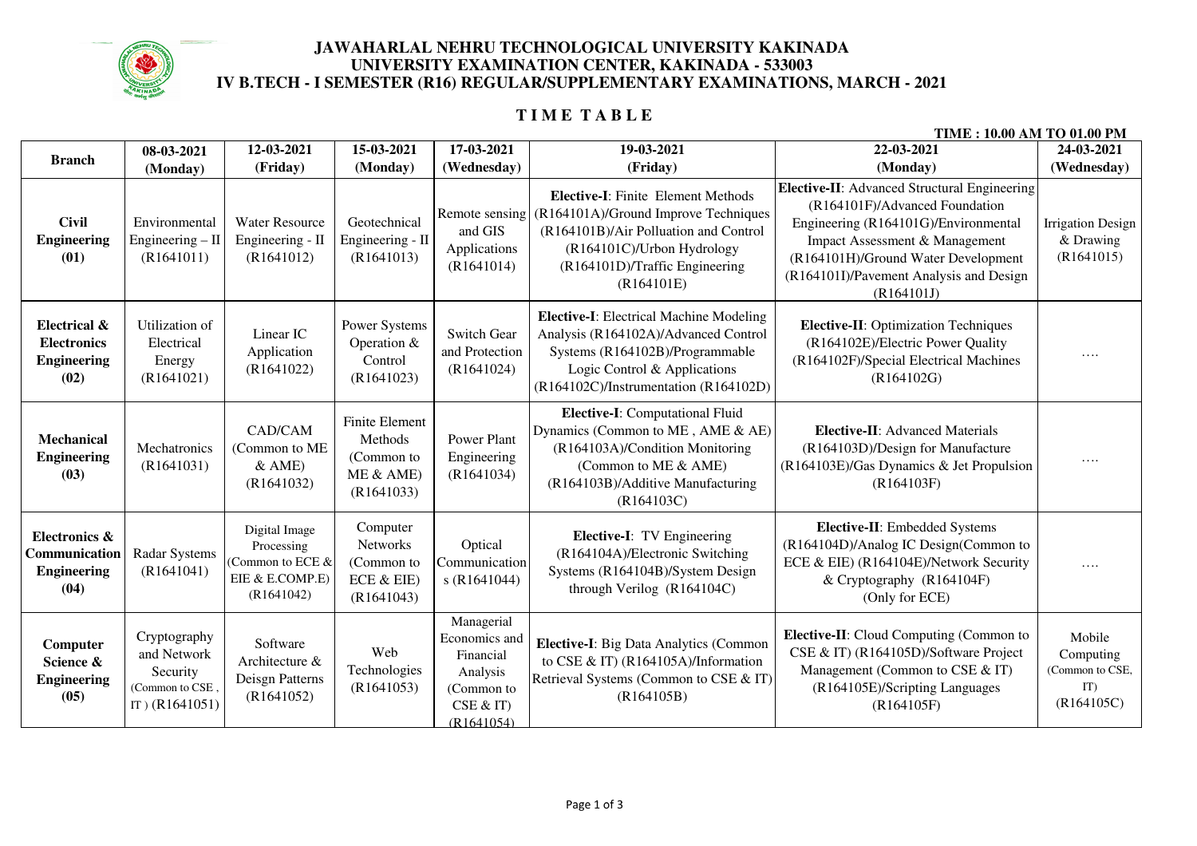# JAWAHARLAL NEHRU TECHNOLOGICAL UNIVERSITY KAKINADA
## UNIVERSITY EXAMINATION CENTER, KAKINADA - 533003
## IV B.TECH - I SEMESTER (R16) REGULAR/SUPPLEMENTARY EXAMINATIONS, MARCH - 2021

### T I M E T A B L E

**TIME : 10.00 AM TO 01.00 PM**

| Branch | 08-03-2021 (Monday) | 12-03-2021 (Friday) | 15-03-2021 (Monday) | 17-03-2021 (Wednesday) | 19-03-2021 (Friday) | 22-03-2021 (Monday) | 24-03-2021 (Wednesday) |
|---|---|---|---|---|---|---|---|
| **Civil Engineering (01)** | Environmental Engineering – II (R1641011) | Water Resource Engineering - II (R1641012) | Geotechnical Engineering - II (R1641013) | Remote sensing and GIS Applications (R1641014) | **Elective-I**: Finite Element Methods (R164101A)/Ground Improve Techniques (R164101B)/Air Pollution and Control (R164101C)/Urbon Hydrology (R164101D)/Traffic Engineering (R164101E) | **Elective-II**: Advanced Structural Engineering (R164101F)/Advanced Foundation Engineering (R164101G)/Environmental Impact Assessment & Management (R164101H)/Ground Water Development (R164101I)/Pavement Analysis and Design (R164101J) | Irrigation Design & Drawing (R1641015) |
| **Electrical & Electronics Engineering (02)** | Utilization of Electrical Energy (R1641021) | Linear IC Application (R1641022) | Power Systems Operation & Control (R1641023) | Switch Gear and Protection (R1641024) | **Elective-I**: Electrical Machine Modeling Analysis (R164102A)/Advanced Control Systems (R164102B)/Programmable Logic Control & Applications (R164102C)/Instrumentation (R164102D) | **Elective-II**: Optimization Techniques (R164102E)/Electric Power Quality (R164102F)/Special Electrical Machines (R164102G) | …. |
| **Mechanical Engineering (03)** | Mechatronics (R1641031) | CAD/CAM (Common to ME & AME) (R1641032) | Finite Element Methods (Common to ME & AME) (R1641033) | Power Plant Engineering (R1641034) | **Elective-I**: Computational Fluid Dynamics (Common to ME , AME & AE) (R164103A)/Condition Monitoring (Common to ME & AME) (R164103B)/Additive Manufacturing (R164103C) | **Elective-II**: Advanced Materials (R164103D)/Design for Manufacture (R164103E)/Gas Dynamics & Jet Propulsion (R164103F) | …. |
| **Electronics & Communication Engineering (04)** | Radar Systems (R1641041) | Digital Image Processing (Common to ECE & EIE & E.COMP.E) (R1641042) | Computer Networks (Common to ECE & EIE) (R1641043) | Optical Communications (R1641044) | **Elective-I**: TV Engineering (R164104A)/Electronic Switching Systems (R164104B)/System Design through Verilog (R164104C) | **Elective-II**: Embedded Systems (R164104D)/Analog IC Design(Common to ECE & EIE) (R164104E)/Network Security & Cryptography (R164104F) (Only for ECE) | …. |
| **Computer Science & Engineering (05)** | Cryptography and Network Security (Common to CSE , IT ) (R1641051) | Software Architecture & Deisgn Patterns (R1641052) | Web Technologies (R1641053) | Managerial Economics and Financial Analysis (Common to CSE & IT) (R1641054) | **Elective-I**: Big Data Analytics (Common to CSE & IT) (R164105A)/Information Retrieval Systems (Common to CSE & IT) (R164105B) | **Elective-II**: Cloud Computing (Common to CSE & IT) (R164105D)/Software Project Management (Common to CSE & IT) (R164105E)/Scripting Languages (R164105F) | Mobile Computing (Common to CSE, IT) (R164105C) |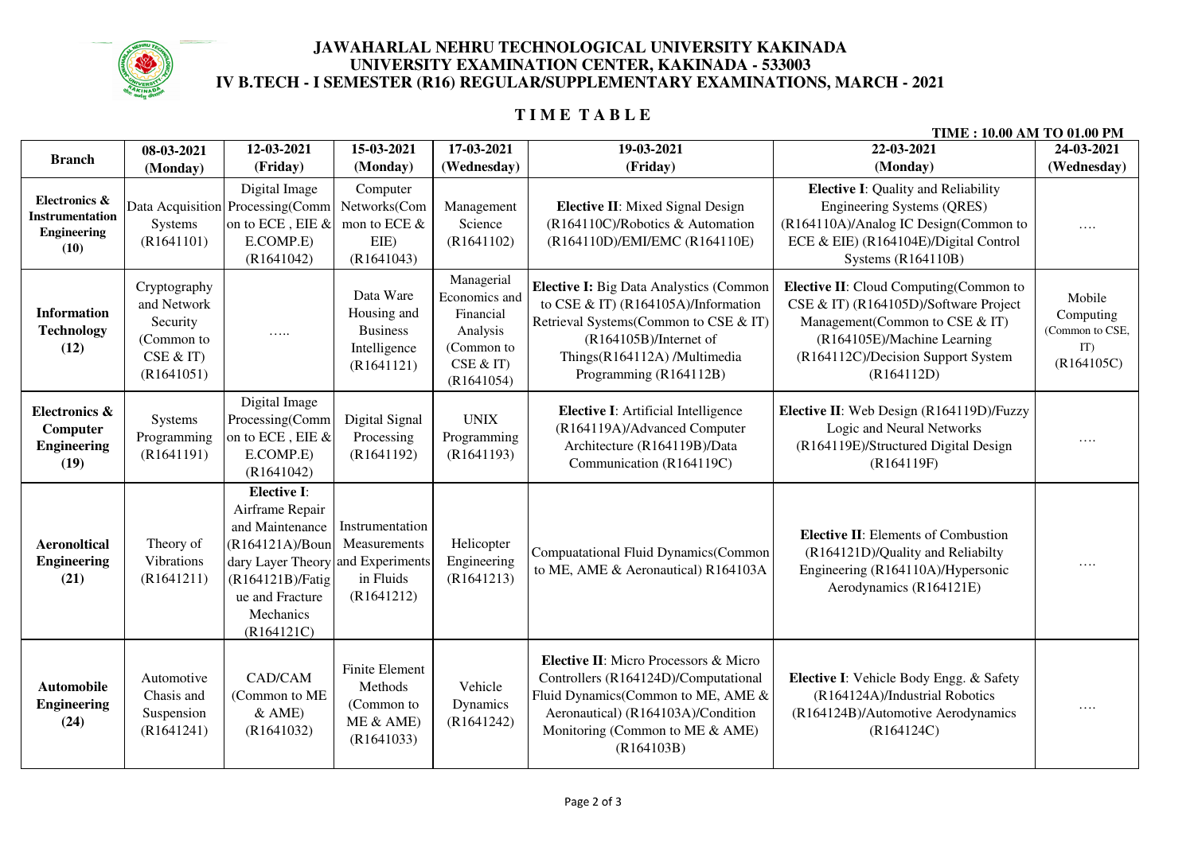# JAWAHARLAL NEHRU TECHNOLOGICAL UNIVERSITY KAKINADA
## UNIVERSITY EXAMINATION CENTER, KAKINADA - 533003
## IV B.TECH - I SEMESTER (R16) REGULAR/SUPPLEMENTARY EXAMINATIONS, MARCH - 2021

## TIME TABLE

**TIME : 10.00 AM TO 01.00 PM**

| Branch | 08-03-2021 (Monday) | 12-03-2021 (Friday) | 15-03-2021 (Monday) | 17-03-2021 (Wednesday) | 19-03-2021 (Friday) | 22-03-2021 (Monday) | 24-03-2021 (Wednesday) |
|---|---|---|---|---|---|---|---|
| **Electronics & Instrumentation Engineering (10)** | Data Acquisition Systems (R1641101) | Digital Image Processing(Common to ECE , EIE & E.COMP.E) (R1641042) | Computer Networks(Common to ECE & EIE) (R1641043) | Management Science (R1641102) | **Elective II**: Mixed Signal Design (R164110C)/Robotics & Automation (R164110D)/EMI/EMC (R164110E) | **Elective I**: Quality and Reliability Engineering Systems (QRES) (R164110A)/Analog IC Design(Common to ECE & EIE) (R164104E)/Digital Control Systems (R164110B) | …. |
| **Information Technology (12)** | Cryptography and Network Security (Common to CSE & IT) (R1641051) | ….. | Data Ware Housing and Business Intelligence (R1641121) | Managerial Economics and Financial Analysis (Common to CSE & IT) (R1641054) | **Elective I:** Big Data Analystics (Common to CSE & IT) (R164105A)/Information Retrieval Systems(Common to CSE & IT) (R164105B)/Internet of Things(R164112A) /Multimedia Programming (R164112B) | **Elective II**: Cloud Computing(Common to CSE & IT) (R164105D)/Software Project Management(Common to CSE & IT) (R164105E)/Machine Learning (R164112C)/Decision Support System (R164112D) | Mobile Computing (Common to CSE, IT) (R164105C) |
| **Electronics & Computer Engineering (19)** | Systems Programming (R1641191) | Digital Image Processing(Common to ECE , EIE & E.COMP.E) (R1641042) | Digital Signal Processing (R1641192) | UNIX Programming (R1641193) | **Elective I**: Artificial Intelligence (R164119A)/Advanced Computer Architecture (R164119B)/Data Communication (R164119C) | **Elective II**: Web Design (R164119D)/Fuzzy Logic and Neural Networks (R164119E)/Structured Digital Design (R164119F) | …. |
| **Aeronoltical Engineering (21)** | Theory of Vibrations (R1641211) | **Elective I**: Airframe Repair and Maintenance (R164121A)/Boundary Layer Theory (R164121B)/Fatigue and Fracture Mechanics (R164121C) | Instrumentation Measurements and Experiments in Fluids (R1641212) | Helicopter Engineering (R1641213) | Compuatational Fluid Dynamics(Common to ME, AME & Aeronautical) R164103A | **Elective II**: Elements of Combustion (R164121D)/Quality and Reliabilty Engineering (R164110A)/Hypersonic Aerodynamics (R164121E) | …. |
| **Automobile Engineering (24)** | Automotive Chasis and Suspension (R1641241) | CAD/CAM (Common to ME & AME) (R1641032) | Finite Element Methods (Common to ME & AME) (R1641033) | Vehicle Dynamics (R1641242) | **Elective II**: Micro Processors & Micro Controllers (R164124D)/Computational Fluid Dynamics(Common to ME, AME & Aeronautical) (R164103A)/Condition Monitoring (Common to ME & AME) (R164103B) | **Elective I**: Vehicle Body Engg. & Safety (R164124A)/Industrial Robotics (R164124B)/Automotive Aerodynamics (R164124C) | …. |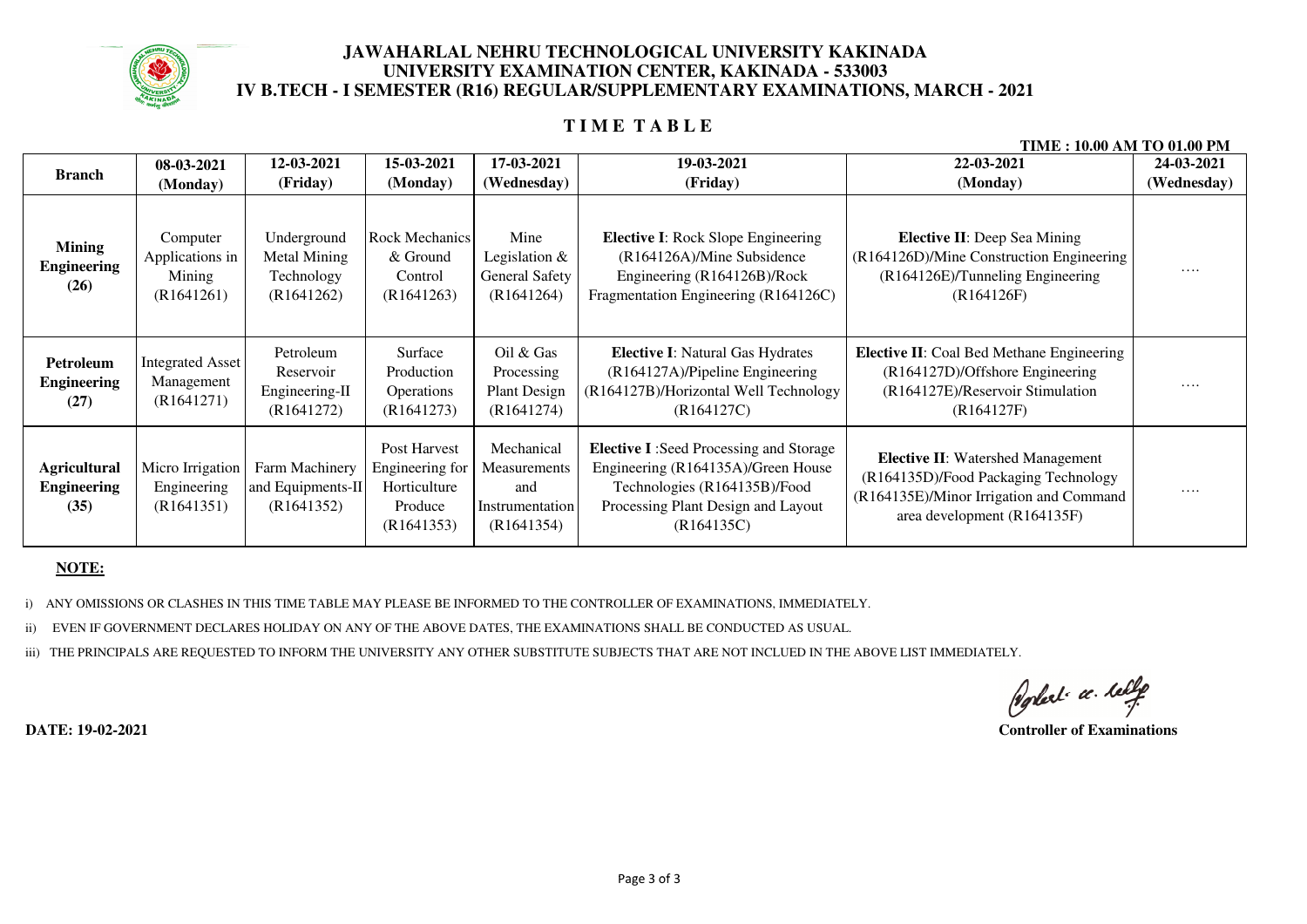# JAWAHARLAL NEHRU TECHNOLOGICAL UNIVERSITY KAKINADA

## UNIVERSITY EXAMINATION CENTER, KAKINADA - 533003

## IV B.TECH - I SEMESTER (R16) REGULAR/SUPPLEMENTARY EXAMINATIONS, MARCH - 2021

### TIME TABLE

**TIME : 10.00 AM TO 01.00 PM**

| Branch | 08-03-2021 (Monday) | 12-03-2021 (Friday) | 15-03-2021 (Monday) | 17-03-2021 (Wednesday) | 19-03-2021 (Friday) | 22-03-2021 (Monday) | 24-03-2021 (Wednesday) |
|---|---|---|---|---|---|---|---|
| **Mining Engineering (26)** | Computer Applications in Mining (R1641261) | Underground Metal Mining Technology (R1641262) | Rock Mechanics & Ground Control (R1641263) | Mine Legislation & General Safety (R1641264) | **Elective I**: Rock Slope Engineering (R164126A)/Mine Subsidence Engineering (R164126B)/Rock Fragmentation Engineering (R164126C) | **Elective II**: Deep Sea Mining (R164126D)/Mine Construction Engineering (R164126E)/Tunneling Engineering (R164126F) | …. |
| **Petroleum Engineering (27)** | Integrated Asset Management (R1641271) | Petroleum Reservoir Engineering-II (R1641272) | Surface Production Operations (R1641273) | Oil & Gas Processing Plant Design (R1641274) | **Elective I**: Natural Gas Hydrates (R164127A)/Pipeline Engineering (R164127B)/Horizontal Well Technology (R164127C) | **Elective II**: Coal Bed Methane Engineering (R164127D)/Offshore Engineering (R164127E)/Reservoir Stimulation (R164127F) | …. |
| **Agricultural Engineering (35)** | Micro Irrigation Engineering (R1641351) | Farm Machinery and Equipments-II (R1641352) | Post Harvest Engineering for Horticulture Produce (R1641353) | Mechanical Measurements and Instrumentation (R1641354) | **Elective I** :Seed Processing and Storage Engineering (R164135A)/Green House Technologies (R164135B)/Food Processing Plant Design and Layout (R164135C) | **Elective II**: Watershed Management (R164135D)/Food Packaging Technology (R164135E)/Minor Irrigation and Command area development (R164135F) | …. |

**NOTE:**

i) ANY OMISSIONS OR CLASHES IN THIS TIME TABLE MAY PLEASE BE INFORMED TO THE CONTROLLER OF EXAMINATIONS, IMMEDIATELY.

ii) EVEN IF GOVERNMENT DECLARES HOLIDAY ON ANY OF THE ABOVE DATES, THE EXAMINATIONS SHALL BE CONDUCTED AS USUAL.

iii) THE PRINCIPALS ARE REQUESTED TO INFORM THE UNIVERSITY ANY OTHER SUBSTITUTE SUBJECTS THAT ARE NOT INCLUED IN THE ABOVE LIST IMMEDIATELY.

**DATE: 19-02-2021**

**Controller of Examinations**